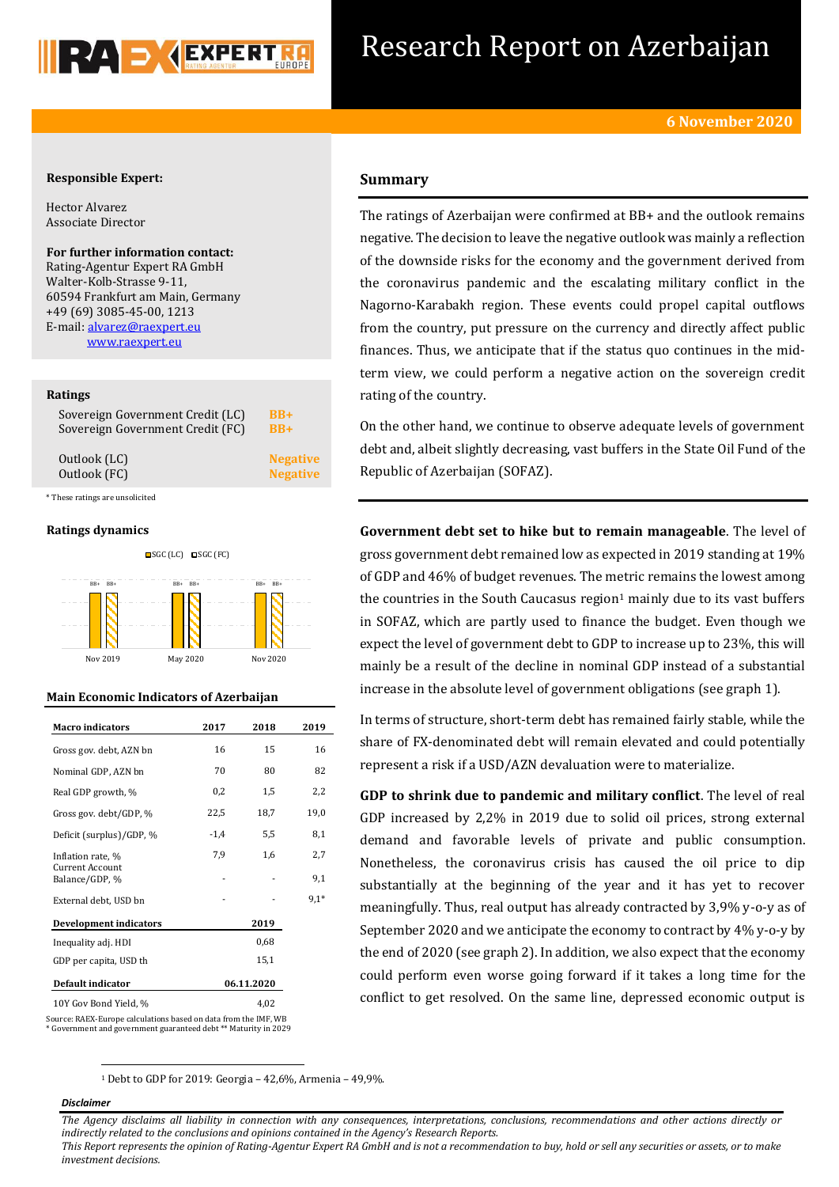# Research Report on Azerbaijan

**6 November 2020**

**Responsible Expert:**

Hector Alvarez
Associate Director

**For further information contact:**
Rating-Agentur Expert RA GmbH
Walter-Kolb-Strasse 9-11,
60594 Frankfurt am Main, Germany
+49 (69) 3085-45-00, 1213
E-mail: alvarez@raexpert.eu
www.raexpert.eu

**Ratings**

| | |
|---|---|
| Sovereign Government Credit (LC) | BB+ |
| Sovereign Government Credit (FC) | BB+ |
| Outlook (LC) | Negative |
| Outlook (FC) | Negative |

\* These ratings are unsolicited

**Ratings dynamics**

SGC (LC) SGC (FC)

BB+ BB+ — Nov 2019; BB+ BB+ — May 2020; BB+ BB+ — Nov 2020

**Main Economic Indicators of Azerbaijan**

| Macro indicators | 2017 | 2018 | 2019 |
|---|---|---|---|
| Gross gov. debt, AZN bn | 16 | 15 | 16 |
| Nominal GDP, AZN bn | 70 | 80 | 82 |
| Real GDP growth, % | 0,2 | 1,5 | 2,2 |
| Gross gov. debt/GDP, % | 22,5 | 18,7 | 19,0 |
| Deficit (surplus)/GDP, % | -1,4 | 5,5 | 8,1 |
| Inflation rate, % | 7,9 | 1,6 | 2,7 |
| Current Account Balance/GDP, % | - | - | 9,1 |
| External debt, USD bn | - | - | 9,1* |
| **Development indicators** | | | **2019** |
| Inequality adj. HDI | | | 0,68 |
| GDP per capita, USD th | | | 15,1 |
| **Default indicator** | | | **06.11.2020** |
| 10Y Gov Bond Yield, % | | | 4,02 |

Source: RAEX-Europe calculations based on data from the IMF, WB
\* Government and government guaranteed debt ** Maturity in 2029

## Summary

The ratings of Azerbaijan were confirmed at BB+ and the outlook remains negative. The decision to leave the negative outlook was mainly a reflection of the downside risks for the economy and the government derived from the coronavirus pandemic and the escalating military conflict in the Nagorno-Karabakh region. These events could propel capital outflows from the country, put pressure on the currency and directly affect public finances. Thus, we anticipate that if the status quo continues in the mid-term view, we could perform a negative action on the sovereign credit rating of the country.

On the other hand, we continue to observe adequate levels of government debt and, albeit slightly decreasing, vast buffers in the State Oil Fund of the Republic of Azerbaijan (SOFAZ).

**Government debt set to hike but to remain manageable**. The level of gross government debt remained low as expected in 2019 standing at 19% of GDP and 46% of budget revenues. The metric remains the lowest among the countries in the South Caucasus region[1] mainly due to its vast buffers in SOFAZ, which are partly used to finance the budget. Even though we expect the level of government debt to GDP to increase up to 23%, this will mainly be a result of the decline in nominal GDP instead of a substantial increase in the absolute level of government obligations (see graph 1).

In terms of structure, short-term debt has remained fairly stable, while the share of FX-denominated debt will remain elevated and could potentially represent a risk if a USD/AZN devaluation were to materialize.

**GDP to shrink due to pandemic and military conflict**. The level of real GDP increased by 2,2% in 2019 due to solid oil prices, strong external demand and favorable levels of private and public consumption. Nonetheless, the coronavirus crisis has caused the oil price to dip substantially at the beginning of the year and it has yet to recover meaningfully. Thus, real output has already contracted by 3,9% y-o-y as of September 2020 and we anticipate the economy to contract by 4% y-o-y by the end of 2020 (see graph 2). In addition, we also expect that the economy could perform even worse going forward if it takes a long time for the conflict to get resolved. On the same line, depressed economic output is

[1] Debt to GDP for 2019: Georgia – 42,6%, Armenia – 49,9%.

***Disclaimer***

*The Agency disclaims all liability in connection with any consequences, interpretations, conclusions, recommendations and other actions directly or indirectly related to the conclusions and opinions contained in the Agency's Research Reports.*
*This Report represents the opinion of Rating-Agentur Expert RA GmbH and is not a recommendation to buy, hold or sell any securities or assets, or to make investment decisions.*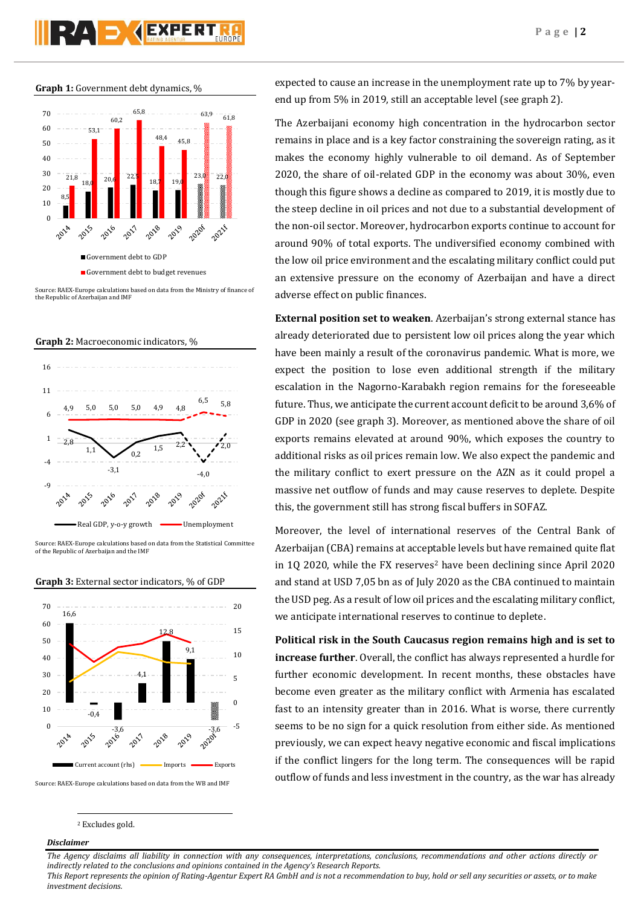**Graph 1:** Government debt dynamics, %

| | 2014 | 2015 | 2016 | 2017 | 2018 | 2019 | 2020f | 2021f |
|---|---|---|---|---|---|---|---|---|
| Government debt to GDP | 8,5 | 18,0 | 20,6 | 22,5 | 18,7 | 19,0 | 23,0 | 22,0 |
| Government debt to budget revenues | 21,8 | 53,1 | 60,2 | 65,8 | 48,4 | 45,8 | 63,9 | 61,8 |

Source: RAEX-Europe calculations based on data from the Ministry of finance of the Republic of Azerbaijan and IMF

**Graph 2:** Macroeconomic indicators, %

| | 2014 | 2015 | 2016 | 2017 | 2018 | 2019 | 2020f | 2021f |
|---|---|---|---|---|---|---|---|---|
| Real GDP, y-o-y growth | 2,8 | 1,1 | -3,1 | 0,2 | 1,5 | 2,2 | -4,0 | 2,0 |
| Unemployment | 4,9 | 5,0 | 5,0 | 5,0 | 4,9 | 4,8 | 6,5 | 5,8 |

Source: RAEX-Europe calculations based on data from the Statistical Committee of the Republic of Azerbaijan and the IMF

**Graph 3:** External sector indicators, % of GDP

| | 2014 | 2015 | 2016 | 2017 | 2018 | 2019 | 2020f |
|---|---|---|---|---|---|---|---|
| Current account (rhs) | 16,6 | -0,4 | -3,6 | 4,1 | 12,8 | 9,1 | -3,6 |

Source: RAEX-Europe calculations based on data from the WB and IMF

expected to cause an increase in the unemployment rate up to 7% by year-end up from 5% in 2019, still an acceptable level (see graph 2).

The Azerbaijani economy high concentration in the hydrocarbon sector remains in place and is a key factor constraining the sovereign rating, as it makes the economy highly vulnerable to oil demand. As of September 2020, the share of oil-related GDP in the economy was about 30%, even though this figure shows a decline as compared to 2019, it is mostly due to the steep decline in oil prices and not due to a substantial development of the non-oil sector. Moreover, hydrocarbon exports continue to account for around 90% of total exports. The undiversified economy combined with the low oil price environment and the escalating military conflict could put an extensive pressure on the economy of Azerbaijan and have a direct adverse effect on public finances.

**External position set to weaken**. Azerbaijan's strong external stance has already deteriorated due to persistent low oil prices along the year which have been mainly a result of the coronavirus pandemic. What is more, we expect the position to lose even additional strength if the military escalation in the Nagorno-Karabakh region remains for the foreseeable future. Thus, we anticipate the current account deficit to be around 3,6% of GDP in 2020 (see graph 3). Moreover, as mentioned above the share of oil exports remains elevated at around 90%, which exposes the country to additional risks as oil prices remain low. We also expect the pandemic and the military conflict to exert pressure on the AZN as it could propel a massive net outflow of funds and may cause reserves to deplete. Despite this, the government still has strong fiscal buffers in SOFAZ.

Moreover, the level of international reserves of the Central Bank of Azerbaijan (CBA) remains at acceptable levels but have remained quite flat in 1Q 2020, while the FX reserves[2] have been declining since April 2020 and stand at USD 7,05 bn as of July 2020 as the CBA continued to maintain the USD peg. As a result of low oil prices and the escalating military conflict, we anticipate international reserves to continue to deplete.

**Political risk in the South Caucasus region remains high and is set to increase further**. Overall, the conflict has always represented a hurdle for further economic development. In recent months, these obstacles have become even greater as the military conflict with Armenia has escalated fast to an intensity greater than in 2016. What is worse, there currently seems to be no sign for a quick resolution from either side. As mentioned previously, we can expect heavy negative economic and fiscal implications if the conflict lingers for the long term. The consequences will be rapid outflow of funds and less investment in the country, as the war has already

[2] Excludes gold.

***Disclaimer***

*The Agency disclaims all liability in connection with any consequences, interpretations, conclusions, recommendations and other actions directly or indirectly related to the conclusions and opinions contained in the Agency's Research Reports.*

*This Report represents the opinion of Rating-Agentur Expert RA GmbH and is not a recommendation to buy, hold or sell any securities or assets, or to make investment decisions.*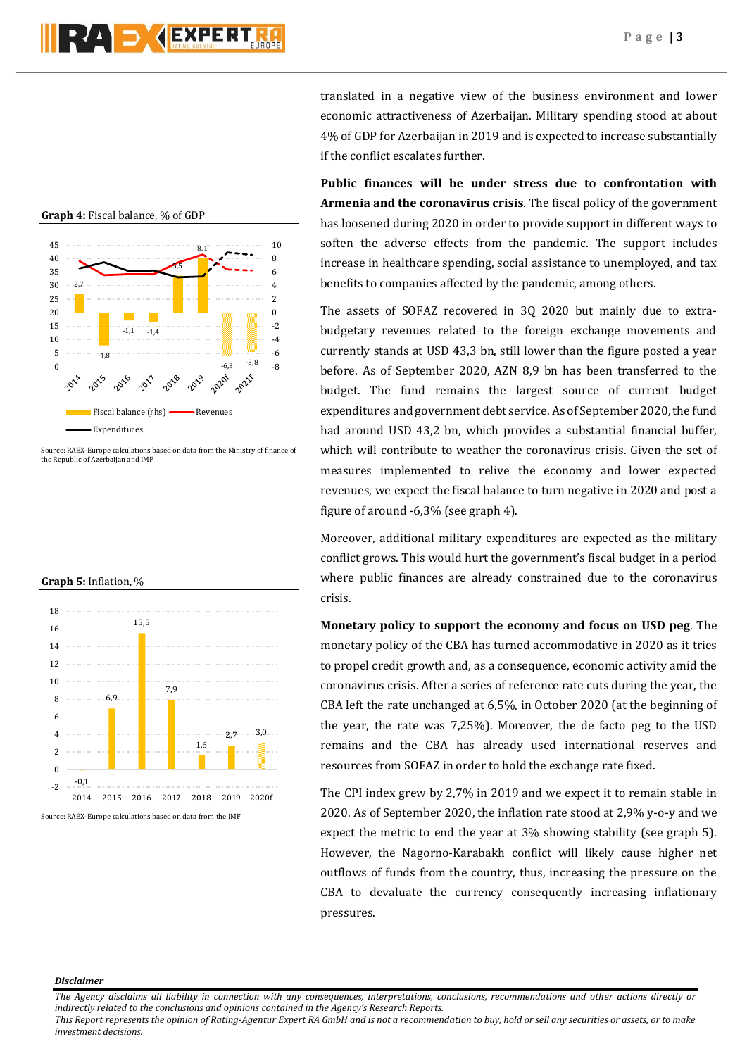**Graph 4:** Fiscal balance, % of GDP

Source: RAEX-Europe calculations based on data from the Ministry of finance of the Republic of Azerbaijan and IMF

**Graph 5:** Inflation, %

Source: RAEX-Europe calculations based on data from the IMF

translated in a negative view of the business environment and lower economic attractiveness of Azerbaijan. Military spending stood at about 4% of GDP for Azerbaijan in 2019 and is expected to increase substantially if the conflict escalates further.

**Public finances will be under stress due to confrontation with Armenia and the coronavirus crisis**. The fiscal policy of the government has loosened during 2020 in order to provide support in different ways to soften the adverse effects from the pandemic. The support includes increase in healthcare spending, social assistance to unemployed, and tax benefits to companies affected by the pandemic, among others.

The assets of SOFAZ recovered in 3Q 2020 but mainly due to extra-budgetary revenues related to the foreign exchange movements and currently stands at USD 43,3 bn, still lower than the figure posted a year before. As of September 2020, AZN 8,9 bn has been transferred to the budget. The fund remains the largest source of current budget expenditures and government debt service. As of September 2020, the fund had around USD 43,2 bn, which provides a substantial financial buffer, which will contribute to weather the coronavirus crisis. Given the set of measures implemented to relive the economy and lower expected revenues, we expect the fiscal balance to turn negative in 2020 and post a figure of around -6,3% (see graph 4).

Moreover, additional military expenditures are expected as the military conflict grows. This would hurt the government's fiscal budget in a period where public finances are already constrained due to the coronavirus crisis.

**Monetary policy to support the economy and focus on USD peg**. The monetary policy of the CBA has turned accommodative in 2020 as it tries to propel credit growth and, as a consequence, economic activity amid the coronavirus crisis. After a series of reference rate cuts during the year, the CBA left the rate unchanged at 6,5%, in October 2020 (at the beginning of the year, the rate was 7,25%). Moreover, the de facto peg to the USD remains and the CBA has already used international reserves and resources from SOFAZ in order to hold the exchange rate fixed.

The CPI index grew by 2,7% in 2019 and we expect it to remain stable in 2020. As of September 2020, the inflation rate stood at 2,9% y-o-y and we expect the metric to end the year at 3% showing stability (see graph 5). However, the Nagorno-Karabakh conflict will likely cause higher net outflows of funds from the country, thus, increasing the pressure on the CBA to devaluate the currency consequently increasing inflationary pressures.

***Disclaimer***

*The Agency disclaims all liability in connection with any consequences, interpretations, conclusions, recommendations and other actions directly or indirectly related to the conclusions and opinions contained in the Agency's Research Reports.*
*This Report represents the opinion of Rating-Agentur Expert RA GmbH and is not a recommendation to buy, hold or sell any securities or assets, or to make investment decisions.*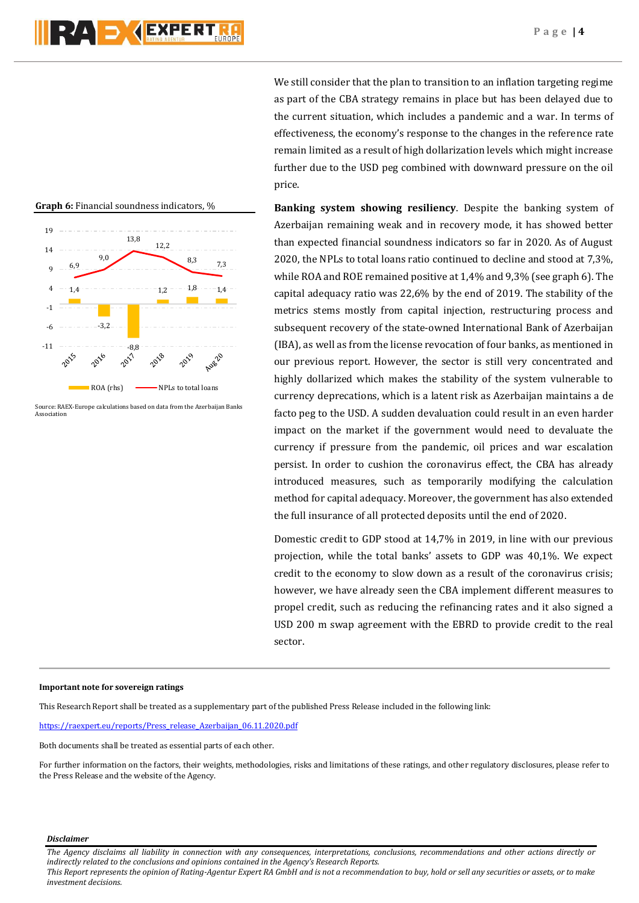We still consider that the plan to transition to an inflation targeting regime as part of the CBA strategy remains in place but has been delayed due to the current situation, which includes a pandemic and a war. In terms of effectiveness, the economy's response to the changes in the reference rate remain limited as a result of high dollarization levels which might increase further due to the USD peg combined with downward pressure on the oil price.

**Graph 6:** Financial soundness indicators, %

19
14
9
4
-1
-6
-11

6,9
9,0
13,8
12,2
8,3
7,3

1,4
-3,2
-8,8
1,2
1,8
1,4

2015
2016
2017
2018
2019
Aug 20

ROA (rhs)
NPLs to total loans

Source: RAEX-Europe calculations based on data from the Azerbaijan Banks Association

**Banking system showing resiliency**. Despite the banking system of Azerbaijan remaining weak and in recovery mode, it has showed better than expected financial soundness indicators so far in 2020. As of August 2020, the NPLs to total loans ratio continued to decline and stood at 7,3%, while ROA and ROE remained positive at 1,4% and 9,3% (see graph 6). The capital adequacy ratio was 22,6% by the end of 2019. The stability of the metrics stems mostly from capital injection, restructuring process and subsequent recovery of the state-owned International Bank of Azerbaijan (IBA), as well as from the license revocation of four banks, as mentioned in our previous report. However, the sector is still very concentrated and highly dollarized which makes the stability of the system vulnerable to currency deprecations, which is a latent risk as Azerbaijan maintains a de facto peg to the USD. A sudden devaluation could result in an even harder impact on the market if the government would need to devaluate the currency if pressure from the pandemic, oil prices and war escalation persist. In order to cushion the coronavirus effect, the CBA has already introduced measures, such as temporarily modifying the calculation method for capital adequacy. Moreover, the government has also extended the full insurance of all protected deposits until the end of 2020.

Domestic credit to GDP stood at 14,7% in 2019, in line with our previous projection, while the total banks' assets to GDP was 40,1%. We expect credit to the economy to slow down as a result of the coronavirus crisis; however, we have already seen the CBA implement different measures to propel credit, such as reducing the refinancing rates and it also signed a USD 200 m swap agreement with the EBRD to provide credit to the real sector.

**Important note for sovereign ratings**

This Research Report shall be treated as a supplementary part of the published Press Release included in the following link:

https://raexpert.eu/reports/Press_release_Azerbaijan_06.11.2020.pdf

Both documents shall be treated as essential parts of each other.

For further information on the factors, their weights, methodologies, risks and limitations of these ratings, and other regulatory disclosures, please refer to the Press Release and the website of the Agency.

***Disclaimer***

*The Agency disclaims all liability in connection with any consequences, interpretations, conclusions, recommendations and other actions directly or indirectly related to the conclusions and opinions contained in the Agency's Research Reports.*
*This Report represents the opinion of Rating-Agentur Expert RA GmbH and is not a recommendation to buy, hold or sell any securities or assets, or to make investment decisions.*